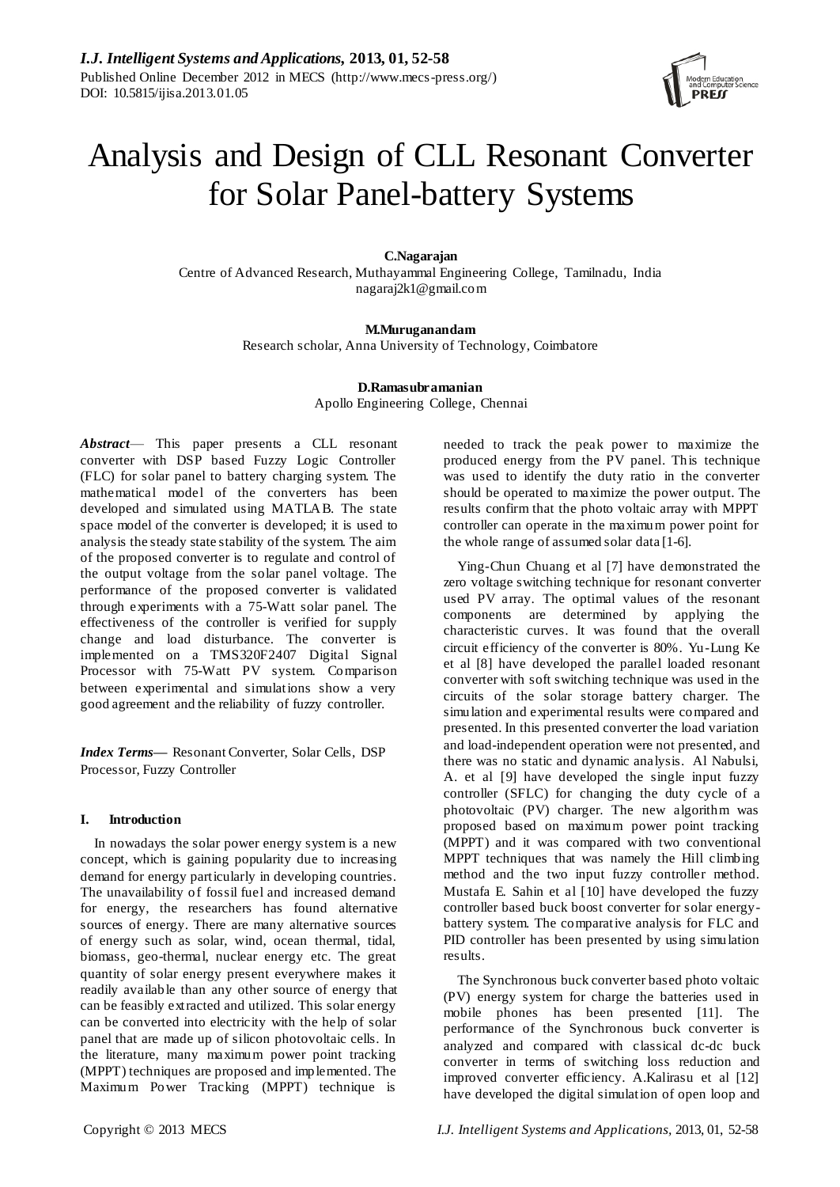# Analysis and Design of CLL Resonant Converter for Solar Panel-battery Systems

**C.Nagarajan**
Centre of Advanced Research, Muthayammal Engineering College, Tamilnadu, India
nagaraj2k1@gmail.com

**M.Muruganandam**
Research scholar, Anna University of Technology, Coimbatore

**D.Ramasubramanian**
Apollo Engineering College, Chennai

***Abstract***— This paper presents a CLL resonant converter with DSP based Fuzzy Logic Controller (FLC) for solar panel to battery charging system. The mathematical model of the converters has been developed and simulated using MATLAB. The state space model of the converter is developed; it is used to analysis the steady state stability of the system. The aim of the proposed converter is to regulate and control of the output voltage from the solar panel voltage. The performance of the proposed converter is validated through experiments with a 75-Watt solar panel. The effectiveness of the controller is verified for supply change and load disturbance. The converter is implemented on a TMS320F2407 Digital Signal Processor with 75-Watt PV system. Comparison between experimental and simulations show a very good agreement and the reliability of fuzzy controller.

***Index Terms***— Resonant Converter, Solar Cells, DSP Processor, Fuzzy Controller

## I. Introduction

In nowadays the solar power energy system is a new concept, which is gaining popularity due to increasing demand for energy particularly in developing countries. The unavailability of fossil fuel and increased demand for energy, the researchers has found alternative sources of energy. There are many alternative sources of energy such as solar, wind, ocean thermal, tidal, biomass, geo-thermal, nuclear energy etc. The great quantity of solar energy present everywhere makes it readily available than any other source of energy that can be feasibly extracted and utilized. This solar energy can be converted into electricity with the help of solar panel that are made up of silicon photovoltaic cells. In the literature, many maximum power point tracking (MPPT) techniques are proposed and implemented. The Maximum Power Tracking (MPPT) technique is needed to track the peak power to maximize the produced energy from the PV panel. This technique was used to identify the duty ratio in the converter should be operated to maximize the power output. The results confirm that the photo voltaic array with MPPT controller can operate in the maximum power point for the whole range of assumed solar data [1-6].

Ying-Chun Chuang et al [7] have demonstrated the zero voltage switching technique for resonant converter used PV array. The optimal values of the resonant components are determined by applying the characteristic curves. It was found that the overall circuit efficiency of the converter is 80%. Yu-Lung Ke et al [8] have developed the parallel loaded resonant converter with soft switching technique was used in the circuits of the solar storage battery charger. The simulation and experimental results were compared and presented. In this presented converter the load variation and load-independent operation were not presented, and there was no static and dynamic analysis. Al Nabulsi, A. et al [9] have developed the single input fuzzy controller (SFLC) for changing the duty cycle of a photovoltaic (PV) charger. The new algorithm was proposed based on maximum power point tracking (MPPT) and it was compared with two conventional MPPT techniques that was namely the Hill climbing method and the two input fuzzy controller method. Mustafa E. Sahin et al [10] have developed the fuzzy controller based buck boost converter for solar energy-battery system. The comparative analysis for FLC and PID controller has been presented by using simulation results.

The Synchronous buck converter based photo voltaic (PV) energy system for charge the batteries used in mobile phones has been presented [11]. The performance of the Synchronous buck converter is analyzed and compared with classical dc-dc buck converter in terms of switching loss reduction and improved converter efficiency. A.Kalirasu et al [12] have developed the digital simulation of open loop and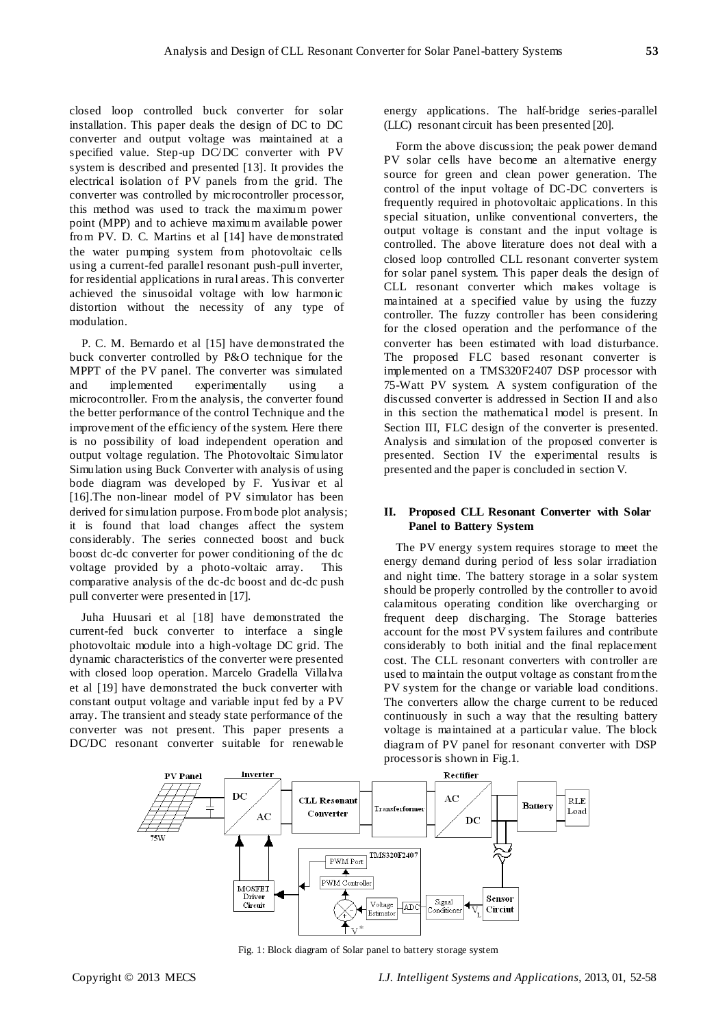closed loop controlled buck converter for solar installation. This paper deals the design of DC to DC converter and output voltage was maintained at a specified value. Step-up DC/DC converter with PV system is described and presented [13]. It provides the electrical isolation of PV panels from the grid. The converter was controlled by microcontroller processor, this method was used to track the maximum power point (MPP) and to achieve maximum available power from PV. D. C. Martins et al [14] have demonstrated the water pumping system from photovoltaic cells using a current-fed parallel resonant push-pull inverter, for residential applications in rural areas. This converter achieved the sinusoidal voltage with low harmonic distortion without the necessity of any type of modulation.

P. C. M. Bernardo et al [15] have demonstrated the buck converter controlled by P&O technique for the MPPT of the PV panel. The converter was simulated and implemented experimentally using a microcontroller. From the analysis, the converter found the better performance of the control Technique and the improvement of the efficiency of the system. Here there is no possibility of load independent operation and output voltage regulation. The Photovoltaic Simulator Simulation using Buck Converter with analysis of using bode diagram was developed by F. Yusivar et al [16].The non-linear model of PV simulator has been derived for simulation purpose. From bode plot analysis; it is found that load changes affect the system considerably. The series connected boost and buck boost dc-dc converter for power conditioning of the dc voltage provided by a photo-voltaic array. This comparative analysis of the dc-dc boost and dc-dc push pull converter were presented in [17].

Juha Huusari et al [18] have demonstrated the current-fed buck converter to interface a single photovoltaic module into a high-voltage DC grid. The dynamic characteristics of the converter were presented with closed loop operation. Marcelo Gradella Villalva et al [19] have demonstrated the buck converter with constant output voltage and variable input fed by a PV array. The transient and steady state performance of the converter was not present. This paper presents a DC/DC resonant converter suitable for renewable energy applications. The half-bridge series-parallel (LLC) resonant circuit has been presented [20].

Form the above discussion; the peak power demand PV solar cells have become an alternative energy source for green and clean power generation. The control of the input voltage of DC-DC converters is frequently required in photovoltaic applications. In this special situation, unlike conventional converters, the output voltage is constant and the input voltage is controlled. The above literature does not deal with a closed loop controlled CLL resonant converter system for solar panel system. This paper deals the design of CLL resonant converter which makes voltage is maintained at a specified value by using the fuzzy controller. The fuzzy controller has been considering for the closed operation and the performance of the converter has been estimated with load disturbance. The proposed FLC based resonant converter is implemented on a TMS320F2407 DSP processor with 75-Watt PV system. A system configuration of the discussed converter is addressed in Section II and also in this section the mathematical model is present. In Section III, FLC design of the converter is presented. Analysis and simulation of the proposed converter is presented. Section IV the experimental results is presented and the paper is concluded in section V.

## II. Proposed CLL Resonant Converter with Solar Panel to Battery System

The PV energy system requires storage to meet the energy demand during period of less solar irradiation and night time. The battery storage in a solar system should be properly controlled by the controller to avoid calamitous operating condition like overcharging or frequent deep discharging. The Storage batteries account for the most PV system failures and contribute considerably to both initial and the final replacement cost. The CLL resonant converters with controller are used to maintain the output voltage as constant from the PV system for the change or variable load conditions. The converters allow the charge current to be reduced continuously in such a way that the resulting battery voltage is maintained at a particular value. The block diagram of PV panel for resonant converter with DSP processor is shown in Fig.1.

Fig. 1: Block diagram of Solar panel to battery storage system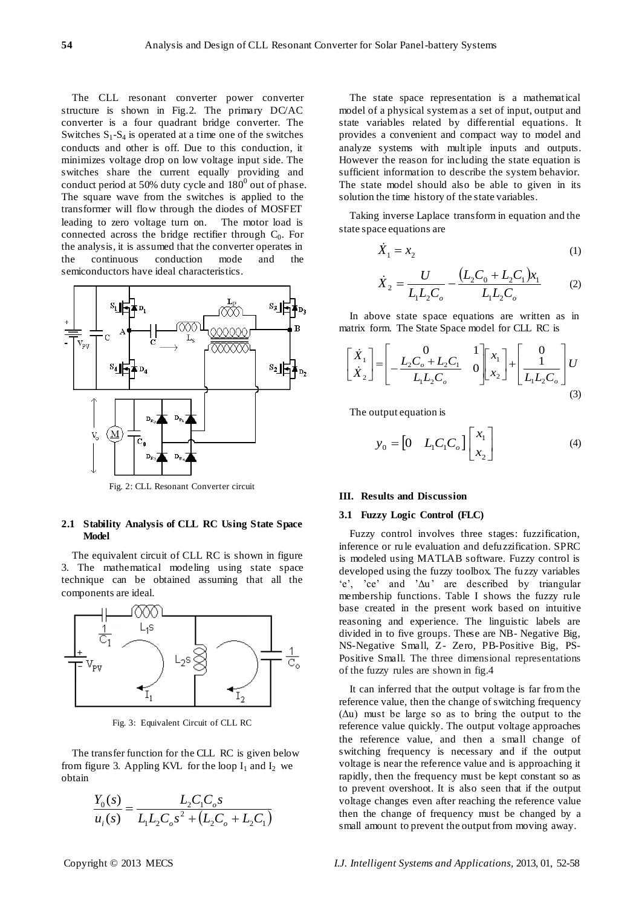The CLL resonant converter power converter structure is shown in Fig.2. The primary DC/AC converter is a four quadrant bridge converter. The Switches $S_1$-$S_4$ is operated at a time one of the switches conducts and other is off. Due to this conduction, it minimizes voltage drop on low voltage input side. The switches share the current equally providing and conduct period at 50% duty cycle and $180^0$ out of phase. The square wave from the switches is applied to the transformer will flow through the diodes of MOSFET leading to zero voltage turn on. The motor load is connected across the bridge rectifier through $C_0$. For the analysis, it is assumed that the converter operates in the continuous conduction mode and the semiconductors have ideal characteristics.

Fig. 2: CLL Resonant Converter circuit

### 2.1 Stability Analysis of CLL RC Using State Space Model

The equivalent circuit of CLL RC is shown in figure 3. The mathematical modeling using state space technique can be obtained assuming that all the components are ideal.

Fig. 3: Equivalent Circuit of CLL RC

The transfer function for the CLL RC is given below from figure 3. Appling KVL for the loop $I_1$ and $I_2$ we obtain

$$\frac{Y_0(s)}{u_i(s)} = \frac{L_2 C_1 C_o s}{L_1 L_2 C_o s^2 + (L_2 C_o + L_2 C_1)}$$

The state space representation is a mathematical model of a physical system as a set of input, output and state variables related by differential equations. It provides a convenient and compact way to model and analyze systems with multiple inputs and outputs. However the reason for including the state equation is sufficient information to describe the system behavior. The state model should also be able to given in its solution the time history of the state variables.

Taking inverse Laplace transform in equation and the state space equations are

$$\dot{X}_1 = x_2 \tag{1}$$

$$\dot{X}_2 = \frac{U}{L_1 L_2 C_o} - \frac{(L_2 C_0 + L_2 C_1) x_1}{L_1 L_2 C_o} \tag{2}$$

In above state space equations are written as in matrix form. The State Space model for CLL RC is

$$\begin{bmatrix} \dot{X}_1 \\ \dot{X}_2 \end{bmatrix} = \begin{bmatrix} 0 & 1 \\ -\frac{L_2 C_o + L_2 C_1}{L_1 L_2 C_o} & 0 \end{bmatrix} \begin{bmatrix} x_1 \\ x_2 \end{bmatrix} + \begin{bmatrix} 0 \\ \frac{1}{L_1 L_2 C_o} \end{bmatrix} U \tag{3}$$

The output equation is

$$y_0 = \begin{bmatrix} 0 & L_1 C_1 C_o \end{bmatrix} \begin{bmatrix} x_1 \\ x_2 \end{bmatrix} \tag{4}$$

## III. Results and Discussion

### 3.1 Fuzzy Logic Control (FLC)

Fuzzy control involves three stages: fuzzification, inference or rule evaluation and defuzzification. SPRC is modeled using MATLAB software. Fuzzy control is developed using the fuzzy toolbox. The fuzzy variables 'e', 'ce' and 'Δu' are described by triangular membership functions. Table I shows the fuzzy rule base created in the present work based on intuitive reasoning and experience. The linguistic labels are divided in to five groups. These are NB- Negative Big, NS-Negative Small, Z- Zero, PB-Positive Big, PS-Positive Small. The three dimensional representations of the fuzzy rules are shown in fig.4

It can inferred that the output voltage is far from the reference value, then the change of switching frequency (Δu) must be large so as to bring the output to the reference value quickly. The output voltage approaches the reference value, and then a small change of switching frequency is necessary and if the output voltage is near the reference value and is approaching it rapidly, then the frequency must be kept constant so as to prevent overshoot. It is also seen that if the output voltage changes even after reaching the reference value then the change of frequency must be changed by a small amount to prevent the output from moving away.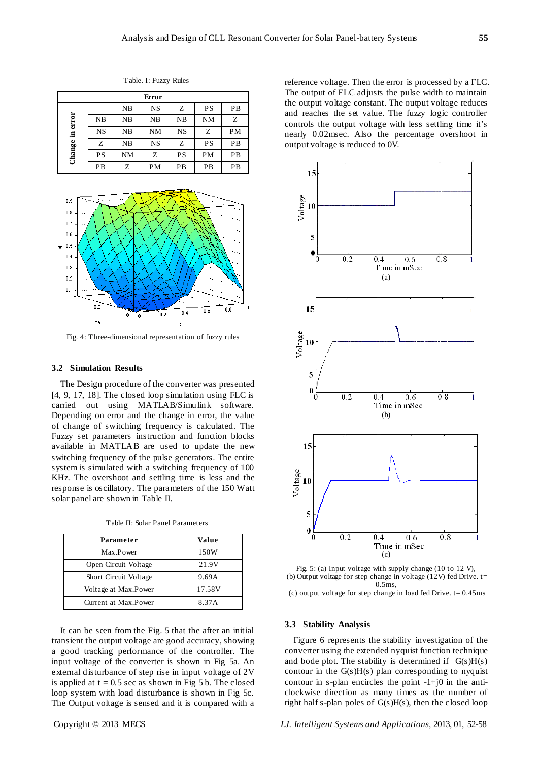Table. I: Fuzzy Rules

| Change in error | Error: NB | NS | Z | PS | PB |
|---|---|---|---|---|---|
| NB | NB | NB | NB | NM | Z |
| NS | NB | NM | NS | Z | PM |
| Z | NB | NS | Z | PS | PB |
| PS | NM | Z | PS | PM | PB |
| PB | Z | PM | PB | PB | PB |

Fig. 4: Three-dimensional representation of fuzzy rules

### 3.2 Simulation Results

The Design procedure of the converter was presented [4, 9, 17, 18]. The closed loop simulation using FLC is carried out using MATLAB/Simulink software. Depending on error and the change in error, the value of change of switching frequency is calculated. The Fuzzy set parameters instruction and function blocks available in MATLAB are used to update the new switching frequency of the pulse generators. The entire system is simulated with a switching frequency of 100 KHz. The overshoot and settling time is less and the response is oscillatory. The parameters of the 150 Watt solar panel are shown in Table II.

Table II: Solar Panel Parameters

| Parameter | Value |
|---|---|
| Max.Power | 150W |
| Open Circuit Voltage | 21.9V |
| Short Circuit Voltage | 9.69A |
| Voltage at Max.Power | 17.58V |
| Current at Max.Power | 8.37A |

It can be seen from the Fig. 5 that the after an initial transient the output voltage are good accuracy, showing a good tracking performance of the controller. The input voltage of the converter is shown in Fig 5a. An external disturbance of step rise in input voltage of 2V is applied at t = 0.5 sec as shown in Fig 5 b. The closed loop system with load disturbance is shown in Fig 5c. The Output voltage is sensed and it is compared with a reference voltage. Then the error is processed by a FLC. The output of FLC adjusts the pulse width to maintain the output voltage constant. The output voltage reduces and reaches the set value. The fuzzy logic controller controls the output voltage with less settling time it's nearly 0.02msec. Also the percentage overshoot in output voltage is reduced to 0V.

Fig. 5: (a) Input voltage with supply change (10 to 12 V), (b) Output voltage for step change in voltage (12V) fed Drive. t= 0.5ms, (c) output voltage for step change in load fed Drive. t= 0.45ms

### 3.3 Stability Analysis

Figure 6 represents the stability investigation of the converter using the extended nyquist function technique and bode plot. The stability is determined if G(s)H(s) contour in the G(s)H(s) plan corresponding to nyquist contour in s-plan encircles the point -1+j0 in the anti-clockwise direction as many times as the number of right half s-plan poles of G(s)H(s), then the closed loop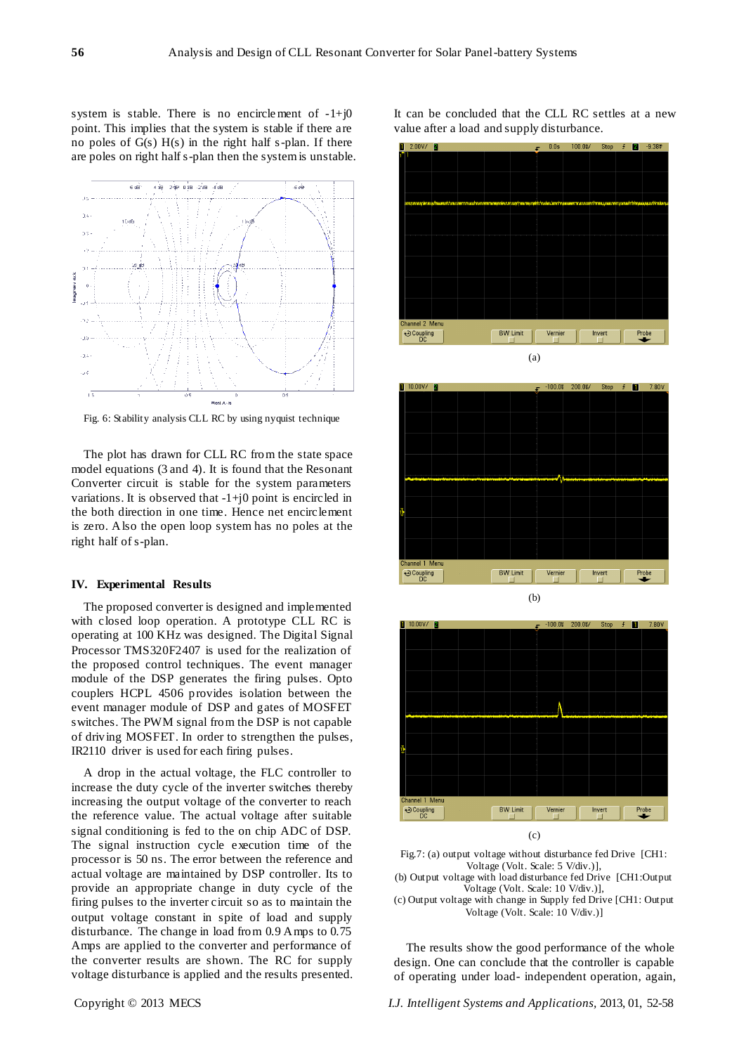system is stable. There is no encirclement of -1+j0 point. This implies that the system is stable if there are no poles of G(s) H(s) in the right half s-plan. If there are poles on right half s-plan then the system is unstable.

Fig. 6: Stability analysis CLL RC by using nyquist technique

The plot has drawn for CLL RC from the state space model equations (3 and 4). It is found that the Resonant Converter circuit is stable for the system parameters variations. It is observed that -1+j0 point is encircled in the both direction in one time. Hence net encirclement is zero. Also the open loop system has no poles at the right half of s-plan.

## IV. Experimental Results

The proposed converter is designed and implemented with closed loop operation. A prototype CLL RC is operating at 100 KHz was designed. The Digital Signal Processor TMS320F2407 is used for the realization of the proposed control techniques. The event manager module of the DSP generates the firing pulses. Opto couplers HCPL 4506 provides isolation between the event manager module of DSP and gates of MOSFET switches. The PWM signal from the DSP is not capable of driving MOSFET. In order to strengthen the pulses, IR2110 driver is used for each firing pulses.

A drop in the actual voltage, the FLC controller to increase the duty cycle of the inverter switches thereby increasing the output voltage of the converter to reach the reference value. The actual voltage after suitable signal conditioning is fed to the on chip ADC of DSP. The signal instruction cycle execution time of the processor is 50 ns. The error between the reference and actual voltage are maintained by DSP controller. Its to provide an appropriate change in duty cycle of the firing pulses to the inverter circuit so as to maintain the output voltage constant in spite of load and supply disturbance. The change in load from 0.9 Amps to 0.75 Amps are applied to the converter and performance of the converter results are shown. The RC for supply voltage disturbance is applied and the results presented.

It can be concluded that the CLL RC settles at a new value after a load and supply disturbance.

(a)

(b)

(c)

Fig.7: (a) output voltage without disturbance fed Drive [CH1: Voltage (Volt. Scale: 5 V/div.)],
(b) Output voltage with load disturbance fed Drive [CH1:Output Voltage (Volt. Scale: 10 V/div.)],
(c) Output voltage with change in Supply fed Drive [CH1: Output Voltage (Volt. Scale: 10 V/div.)]

The results show the good performance of the whole design. One can conclude that the controller is capable of operating under load- independent operation, again,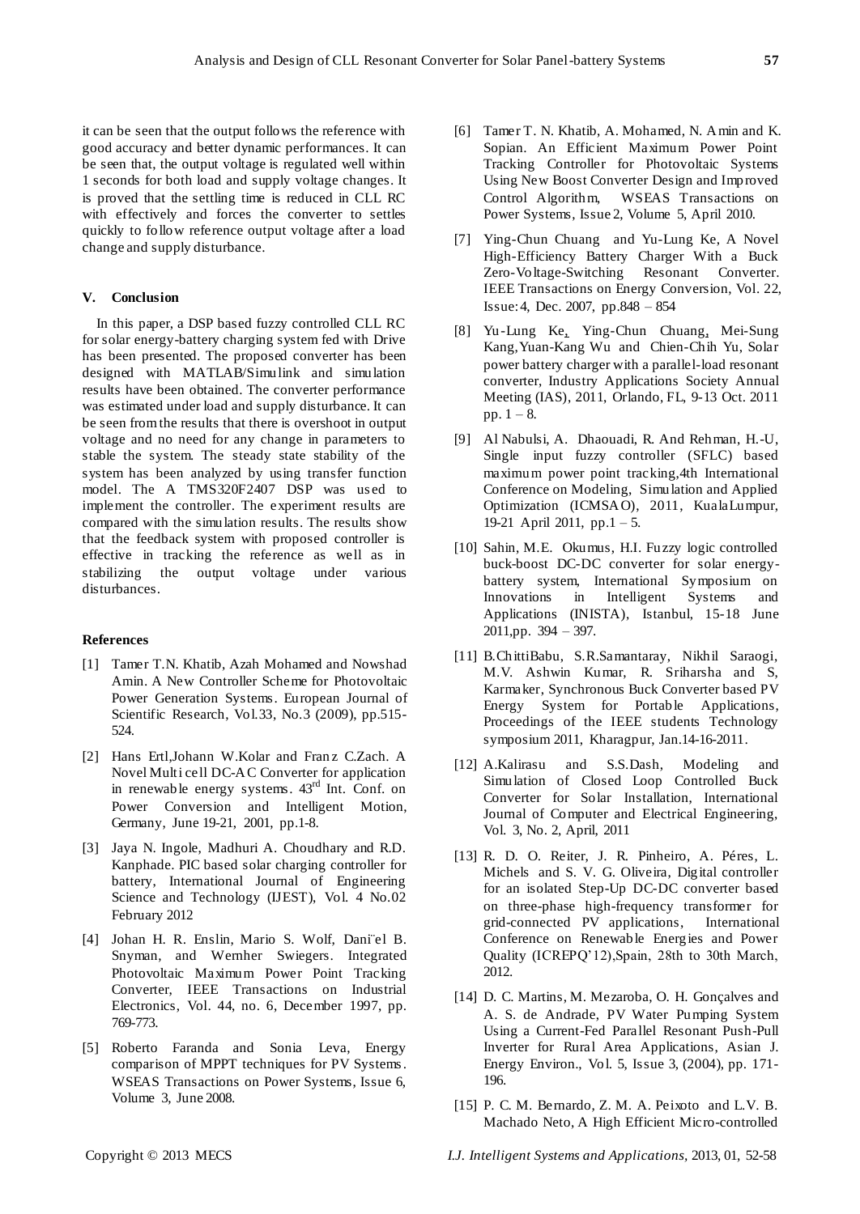it can be seen that the output follows the reference with good accuracy and better dynamic performances. It can be seen that, the output voltage is regulated well within 1 seconds for both load and supply voltage changes. It is proved that the settling time is reduced in CLL RC with effectively and forces the converter to settles quickly to follow reference output voltage after a load change and supply disturbance.

## V. Conclusion

In this paper, a DSP based fuzzy controlled CLL RC for solar energy-battery charging system fed with Drive has been presented. The proposed converter has been designed with MATLAB/Simulink and simulation results have been obtained. The converter performance was estimated under load and supply disturbance. It can be seen from the results that there is overshoot in output voltage and no need for any change in parameters to stable the system. The steady state stability of the system has been analyzed by using transfer function model. The A TMS320F2407 DSP was used to implement the controller. The experiment results are compared with the simulation results. The results show that the feedback system with proposed controller is effective in tracking the reference as well as in stabilizing the output voltage under various disturbances.

## References

[1] Tamer T.N. Khatib, Azah Mohamed and Nowshad Amin. A New Controller Scheme for Photovoltaic Power Generation Systems. European Journal of Scientific Research, Vol.33, No.3 (2009), pp.515-524.

[2] Hans Ertl,Johann W.Kolar and Franz C.Zach. A Novel Multi cell DC-AC Converter for application in renewable energy systems. 43rd Int. Conf. on Power Conversion and Intelligent Motion, Germany, June 19-21, 2001, pp.1-8.

[3] Jaya N. Ingole, Madhuri A. Choudhary and R.D. Kanphade. PIC based solar charging controller for battery, International Journal of Engineering Science and Technology (IJEST), Vol. 4 No.02 February 2012

[4] Johan H. R. Enslin, Mario S. Wolf, Dani¨el B. Snyman, and Wernher Swiegers. Integrated Photovoltaic Maximum Power Point Tracking Converter, IEEE Transactions on Industrial Electronics, Vol. 44, no. 6, December 1997, pp. 769-773.

[5] Roberto Faranda and Sonia Leva, Energy comparison of MPPT techniques for PV Systems. WSEAS Transactions on Power Systems, Issue 6, Volume 3, June 2008.

[6] Tamer T. N. Khatib, A. Mohamed, N. Amin and K. Sopian. An Efficient Maximum Power Point Tracking Controller for Photovoltaic Systems Using New Boost Converter Design and Improved Control Algorithm, WSEAS Transactions on Power Systems, Issue 2, Volume 5, April 2010.

[7] Ying-Chun Chuang and Yu-Lung Ke, A Novel High-Efficiency Battery Charger With a Buck Zero-Voltage-Switching Resonant Converter. IEEE Transactions on Energy Conversion, Vol. 22, Issue:4, Dec. 2007, pp.848 – 854

[8] Yu-Lung Ke, Ying-Chun Chuang, Mei-Sung Kang,Yuan-Kang Wu and Chien-Chih Yu, Solar power battery charger with a parallel-load resonant converter, Industry Applications Society Annual Meeting (IAS), 2011, Orlando, FL, 9-13 Oct. 2011 pp. 1 – 8.

[9] Al Nabulsi, A. Dhaouadi, R. And Rehman, H.-U, Single input fuzzy controller (SFLC) based maximum power point tracking,4th International Conference on Modeling, Simulation and Applied Optimization (ICMSAO), 2011, KualaLumpur, 19-21 April 2011, pp.1 – 5.

[10] Sahin, M.E. Okumus, H.I. Fuzzy logic controlled buck-boost DC-DC converter for solar energy-battery system, International Symposium on Innovations in Intelligent Systems and Applications (INISTA), Istanbul, 15-18 June 2011,pp. 394 – 397.

[11] B.ChittiBabu, S.R.Samantaray, Nikhil Saraogi, M.V. Ashwin Kumar, R. Sriharsha and S, Karmaker, Synchronous Buck Converter based PV Energy System for Portable Applications, Proceedings of the IEEE students Technology symposium 2011, Kharagpur, Jan.14-16-2011.

[12] A.Kalirasu and S.S.Dash, Modeling and Simulation of Closed Loop Controlled Buck Converter for Solar Installation, International Journal of Computer and Electrical Engineering, Vol. 3, No. 2, April, 2011

[13] R. D. O. Reiter, J. R. Pinheiro, A. Péres, L. Michels and S. V. G. Oliveira, Digital controller for an isolated Step-Up DC-DC converter based on three-phase high-frequency transformer for grid-connected PV applications, International Conference on Renewable Energies and Power Quality (ICREPQ'12),Spain, 28th to 30th March, 2012.

[14] D. C. Martins, M. Mezaroba, O. H. Gonçalves and A. S. de Andrade, PV Water Pumping System Using a Current-Fed Parallel Resonant Push-Pull Inverter for Rural Area Applications, Asian J. Energy Environ., Vol. 5, Issue 3, (2004), pp. 171-196.

[15] P. C. M. Bernardo, Z. M. A. Peixoto and L.V. B. Machado Neto, A High Efficient Micro-controlled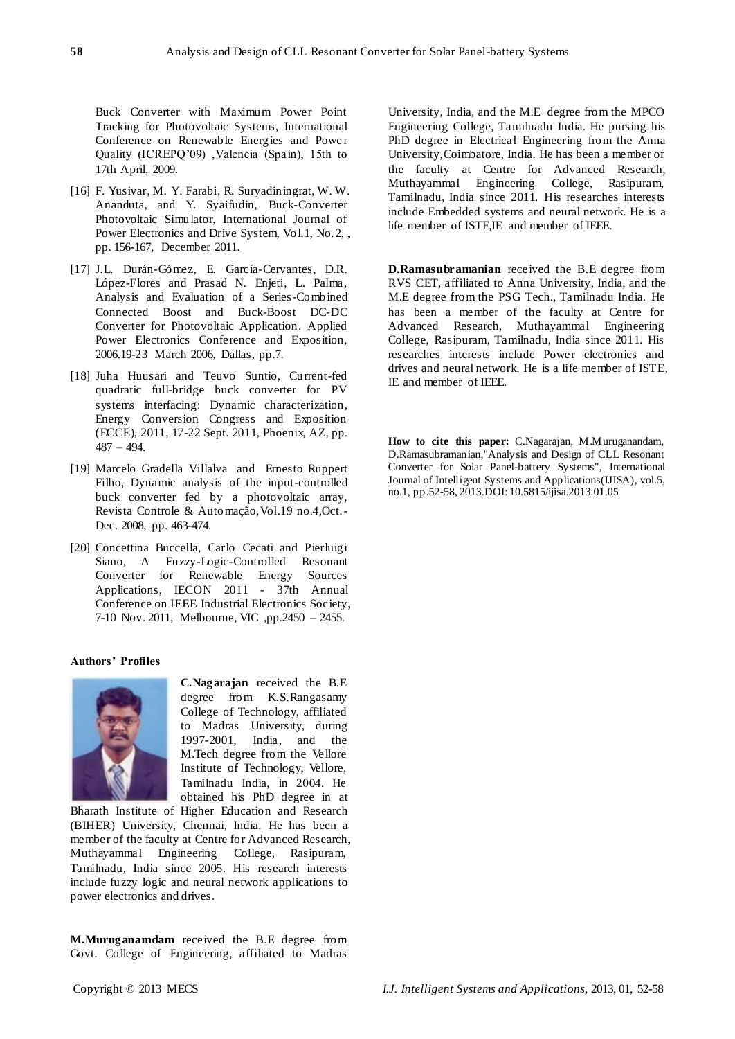Buck Converter with Maximum Power Point Tracking for Photovoltaic Systems, International Conference on Renewable Energies and Power Quality (ICREPQ'09) ,Valencia (Spain), 15th to 17th April, 2009.

[16] F. Yusivar, M. Y. Farabi, R. Suryadiningrat, W. W. Ananduta, and Y. Syaifudin, Buck-Converter Photovoltaic Simulator, International Journal of Power Electronics and Drive System, Vol.1, No.2, , pp. 156-167, December 2011.

[17] J.L. Durán-Gómez, E. García-Cervantes, D.R. López-Flores and Prasad N. Enjeti, L. Palma, Analysis and Evaluation of a Series-Combined Connected Boost and Buck-Boost DC-DC Converter for Photovoltaic Application. Applied Power Electronics Conference and Exposition, 2006.19-23 March 2006, Dallas, pp.7.

[18] Juha Huusari and Teuvo Suntio, Current-fed quadratic full-bridge buck converter for PV systems interfacing: Dynamic characterization, Energy Conversion Congress and Exposition (ECCE), 2011, 17-22 Sept. 2011, Phoenix, AZ, pp. 487 – 494.

[19] Marcelo Gradella Villalva and Ernesto Ruppert Filho, Dynamic analysis of the input-controlled buck converter fed by a photovoltaic array, Revista Controle & Automação, Vol.19 no.4,Oct.-Dec. 2008, pp. 463-474.

[20] Concettina Buccella, Carlo Cecati and Pierluigi Siano, A Fuzzy-Logic-Controlled Resonant Converter for Renewable Energy Sources Applications, IECON 2011 - 37th Annual Conference on IEEE Industrial Electronics Society, 7-10 Nov. 2011, Melbourne, VIC ,pp.2450 – 2455.

**Authors' Profiles**

**C.Nagarajan** received the B.E degree from K.S.Rangasamy College of Technology, affiliated to Madras University, during 1997-2001, India, and the M.Tech degree from the Vellore Institute of Technology, Vellore, Tamilnadu India, in 2004. He obtained his PhD degree in at Bharath Institute of Higher Education and Research (BIHER) University, Chennai, India. He has been a member of the faculty at Centre for Advanced Research, Muthayammal Engineering College, Rasipuram, Tamilnadu, India since 2005. His research interests include fuzzy logic and neural network applications to power electronics and drives.

**M.Muruganamdam** received the B.E degree from Govt. College of Engineering, affiliated to Madras University, India, and the M.E degree from the MPCO Engineering College, Tamilnadu India. He pursing his PhD degree in Electrical Engineering from the Anna University,Coimbatore, India. He has been a member of the faculty at Centre for Advanced Research, Muthayammal Engineering College, Rasipuram, Tamilnadu, India since 2011. His researches interests include Embedded systems and neural network. He is a life member of ISTE,IE and member of IEEE.

**D.Ramasubramanian** received the B.E degree from RVS CET, affiliated to Anna University, India, and the M.E degree from the PSG Tech., Tamilnadu India. He has been a member of the faculty at Centre for Advanced Research, Muthayammal Engineering College, Rasipuram, Tamilnadu, India since 2011. His researches interests include Power electronics and drives and neural network. He is a life member of ISTE, IE and member of IEEE.

**How to cite this paper:** C.Nagarajan, M.Muruganandam, D.Ramasubramanian,"Analysis and Design of CLL Resonant Converter for Solar Panel-battery Systems", International Journal of Intelligent Systems and Applications(IJISA), vol.5, no.1, pp.52-58, 2013.DOI: 10.5815/ijisa.2013.01.05